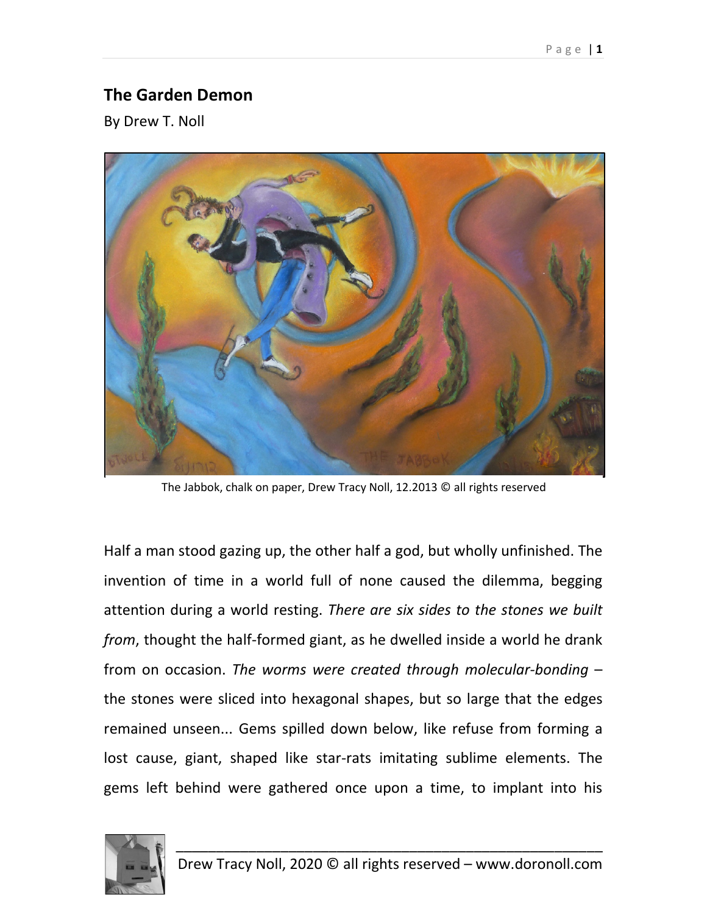## The Garden Demon

By Drew T. Noll

The Jabbok, chalk on paper, Drew Tracy Noll, 12.2013 © all rights reserved

Half a man stood gazing up, the other half a god, but wholly unfinished. The invention of time in a world full of none caused the dilemma, begging attention during a world resting. *There are six sides to the stones we built from*, thought the half-formed giant, as he dwelled inside a world he drank from on occasion. *The worms were created through molecular-bonding* – the stones were sliced into hexagonal shapes, but so large that the edges remained unseen... Gems spilled down below, like refuse from forming a lost cause, giant, shaped like star-rats imitating sublime elements. The gems left behind were gathered once upon a time, to implant into his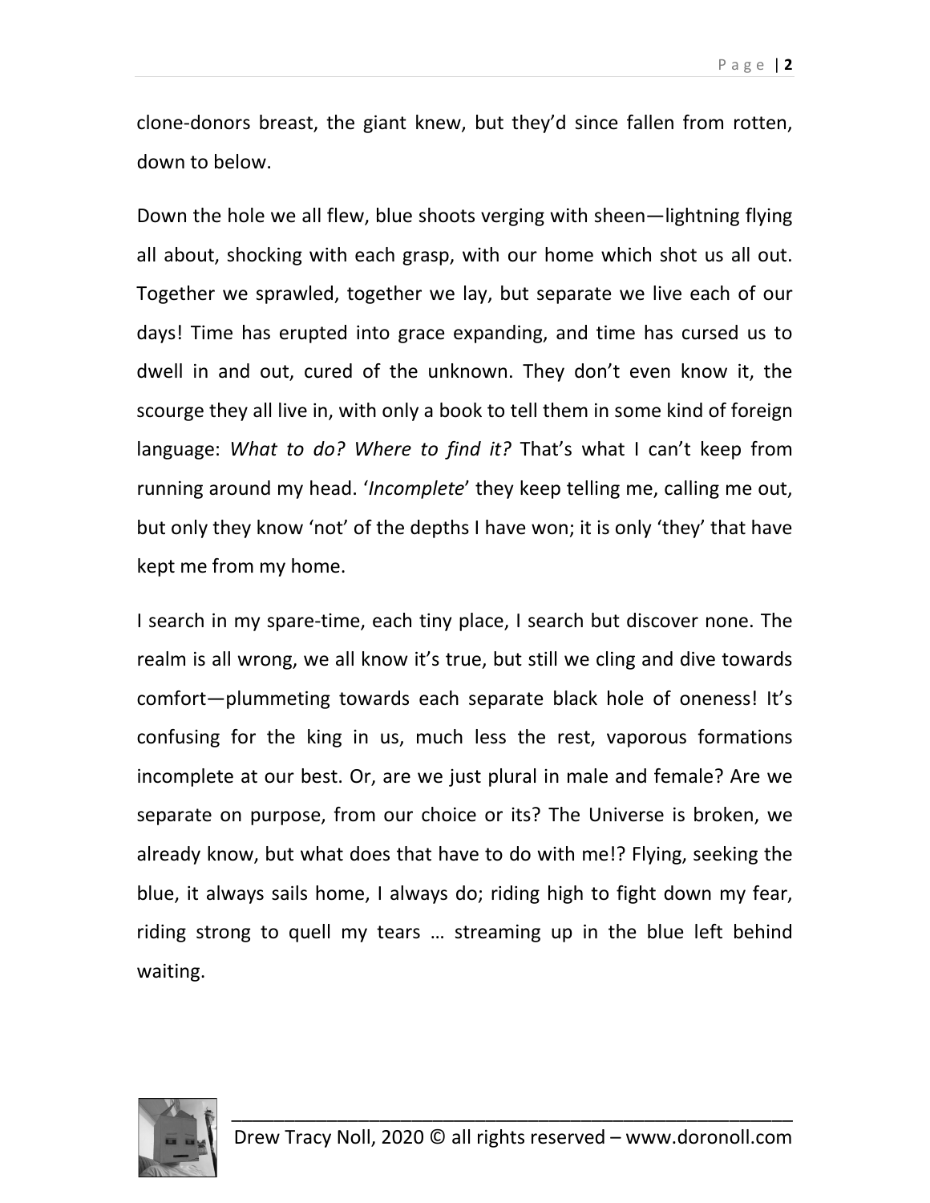clone-donors breast, the giant knew, but they'd since fallen from rotten, down to below.

Down the hole we all flew, blue shoots verging with sheen—lightning flying all about, shocking with each grasp, with our home which shot us all out. Together we sprawled, together we lay, but separate we live each of our days! Time has erupted into grace expanding, and time has cursed us to dwell in and out, cured of the unknown. They don't even know it, the scourge they all live in, with only a book to tell them in some kind of foreign language: *What to do? Where to find it?* That's what I can't keep from running around my head. '*Incomplete*' they keep telling me, calling me out, but only they know 'not' of the depths I have won; it is only 'they' that have kept me from my home.

I search in my spare-time, each tiny place, I search but discover none. The realm is all wrong, we all know it's true, but still we cling and dive towards comfort—plummeting towards each separate black hole of oneness! It's confusing for the king in us, much less the rest, vaporous formations incomplete at our best. Or, are we just plural in male and female? Are we separate on purpose, from our choice or its? The Universe is broken, we already know, but what does that have to do with me!? Flying, seeking the blue, it always sails home, I always do; riding high to fight down my fear, riding strong to quell my tears … streaming up in the blue left behind waiting.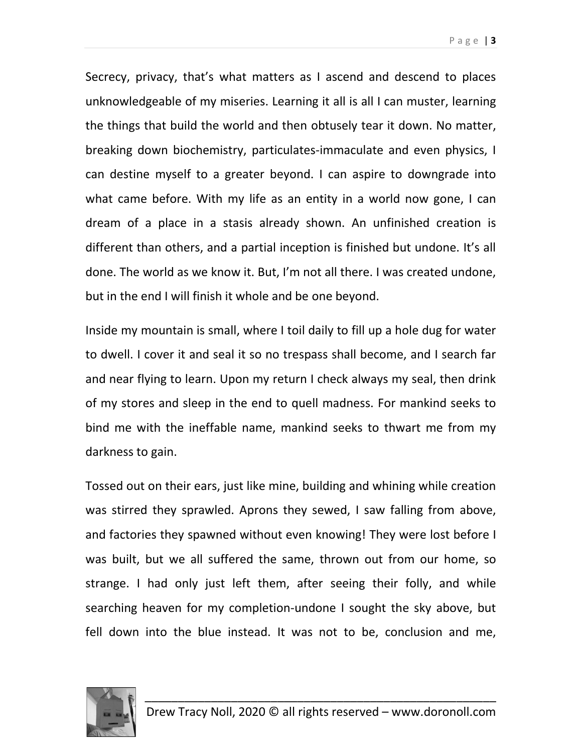Secrecy, privacy, that's what matters as I ascend and descend to places unknowledgeable of my miseries. Learning it all is all I can muster, learning the things that build the world and then obtusely tear it down. No matter, breaking down biochemistry, particulates-immaculate and even physics, I can destine myself to a greater beyond. I can aspire to downgrade into what came before. With my life as an entity in a world now gone, I can dream of a place in a stasis already shown. An unfinished creation is different than others, and a partial inception is finished but undone. It's all done. The world as we know it. But, I'm not all there. I was created undone, but in the end I will finish it whole and be one beyond.

Inside my mountain is small, where I toil daily to fill up a hole dug for water to dwell. I cover it and seal it so no trespass shall become, and I search far and near flying to learn. Upon my return I check always my seal, then drink of my stores and sleep in the end to quell madness. For mankind seeks to bind me with the ineffable name, mankind seeks to thwart me from my darkness to gain.

Tossed out on their ears, just like mine, building and whining while creation was stirred they sprawled. Aprons they sewed, I saw falling from above, and factories they spawned without even knowing! They were lost before I was built, but we all suffered the same, thrown out from our home, so strange. I had only just left them, after seeing their folly, and while searching heaven for my completion-undone I sought the sky above, but fell down into the blue instead. It was not to be, conclusion and me,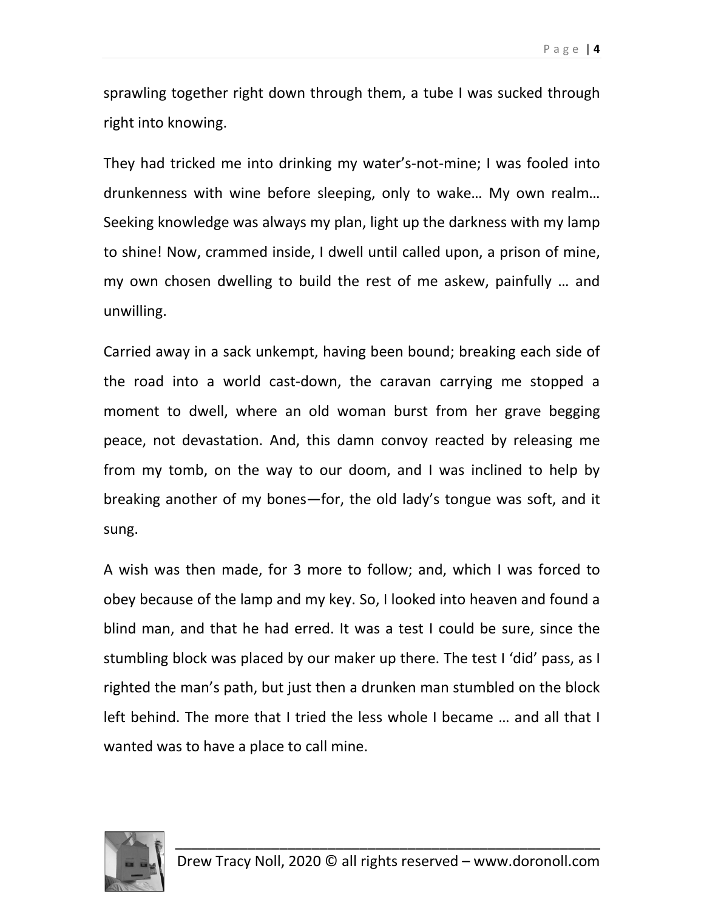sprawling together right down through them, a tube I was sucked through right into knowing.

They had tricked me into drinking my water's-not-mine; I was fooled into drunkenness with wine before sleeping, only to wake… My own realm… Seeking knowledge was always my plan, light up the darkness with my lamp to shine! Now, crammed inside, I dwell until called upon, a prison of mine, my own chosen dwelling to build the rest of me askew, painfully … and unwilling.

Carried away in a sack unkempt, having been bound; breaking each side of the road into a world cast-down, the caravan carrying me stopped a moment to dwell, where an old woman burst from her grave begging peace, not devastation. And, this damn convoy reacted by releasing me from my tomb, on the way to our doom, and I was inclined to help by breaking another of my bones—for, the old lady's tongue was soft, and it sung.

A wish was then made, for 3 more to follow; and, which I was forced to obey because of the lamp and my key. So, I looked into heaven and found a blind man, and that he had erred. It was a test I could be sure, since the stumbling block was placed by our maker up there. The test I 'did' pass, as I righted the man's path, but just then a drunken man stumbled on the block left behind. The more that I tried the less whole I became … and all that I wanted was to have a place to call mine.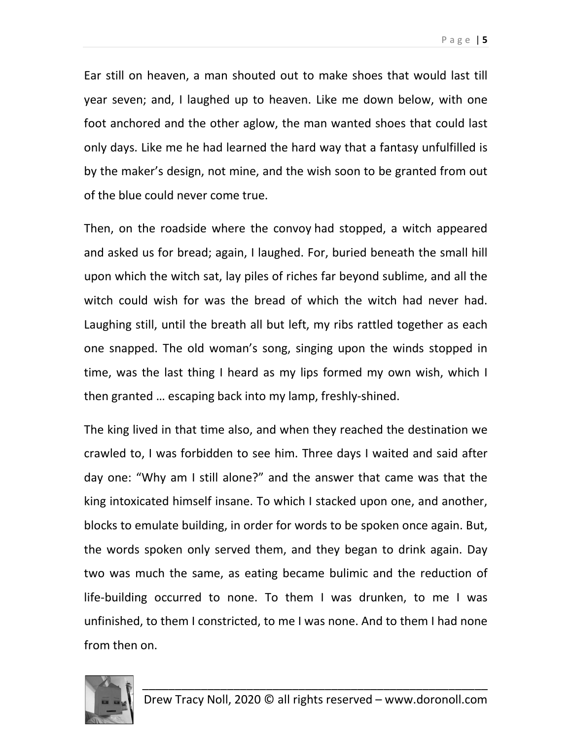Ear still on heaven, a man shouted out to make shoes that would last till year seven; and, I laughed up to heaven. Like me down below, with one foot anchored and the other aglow, the man wanted shoes that could last only days. Like me he had learned the hard way that a fantasy unfulfilled is by the maker's design, not mine, and the wish soon to be granted from out of the blue could never come true.

Then, on the roadside where the convoy had stopped, a witch appeared and asked us for bread; again, I laughed. For, buried beneath the small hill upon which the witch sat, lay piles of riches far beyond sublime, and all the witch could wish for was the bread of which the witch had never had. Laughing still, until the breath all but left, my ribs rattled together as each one snapped. The old woman's song, singing upon the winds stopped in time, was the last thing I heard as my lips formed my own wish, which I then granted … escaping back into my lamp, freshly-shined.

The king lived in that time also, and when they reached the destination we crawled to, I was forbidden to see him. Three days I waited and said after day one: "Why am I still alone?" and the answer that came was that the king intoxicated himself insane. To which I stacked upon one, and another, blocks to emulate building, in order for words to be spoken once again. But, the words spoken only served them, and they began to drink again. Day two was much the same, as eating became bulimic and the reduction of life-building occurred to none. To them I was drunken, to me I was unfinished, to them I constricted, to me I was none. And to them I had none from then on.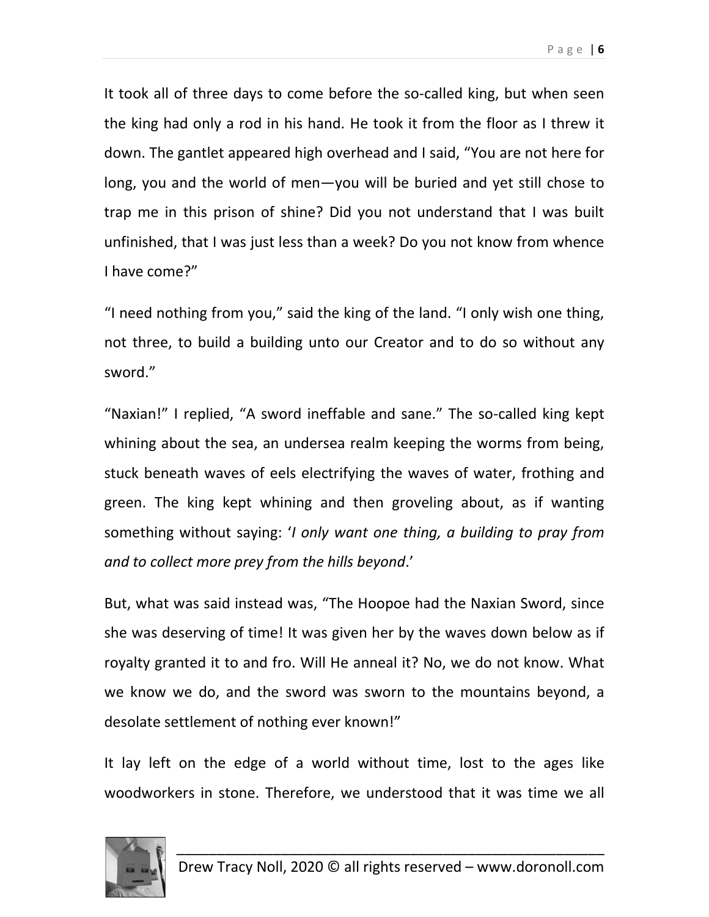It took all of three days to come before the so-called king, but when seen the king had only a rod in his hand. He took it from the floor as I threw it down. The gantlet appeared high overhead and I said, "You are not here for long, you and the world of men—you will be buried and yet still chose to trap me in this prison of shine? Did you not understand that I was built unfinished, that I was just less than a week? Do you not know from whence I have come?"

"I need nothing from you," said the king of the land. "I only wish one thing, not three, to build a building unto our Creator and to do so without any sword."

"Naxian!" I replied, "A sword ineffable and sane." The so-called king kept whining about the sea, an undersea realm keeping the worms from being, stuck beneath waves of eels electrifying the waves of water, frothing and green. The king kept whining and then groveling about, as if wanting something without saying: '*I only want one thing, a building to pray from and to collect more prey from the hills beyond*.'

But, what was said instead was, "The Hoopoe had the Naxian Sword, since she was deserving of time! It was given her by the waves down below as if royalty granted it to and fro. Will He anneal it? No, we do not know. What we know we do, and the sword was sworn to the mountains beyond, a desolate settlement of nothing ever known!"

It lay left on the edge of a world without time, lost to the ages like woodworkers in stone. Therefore, we understood that it was time we all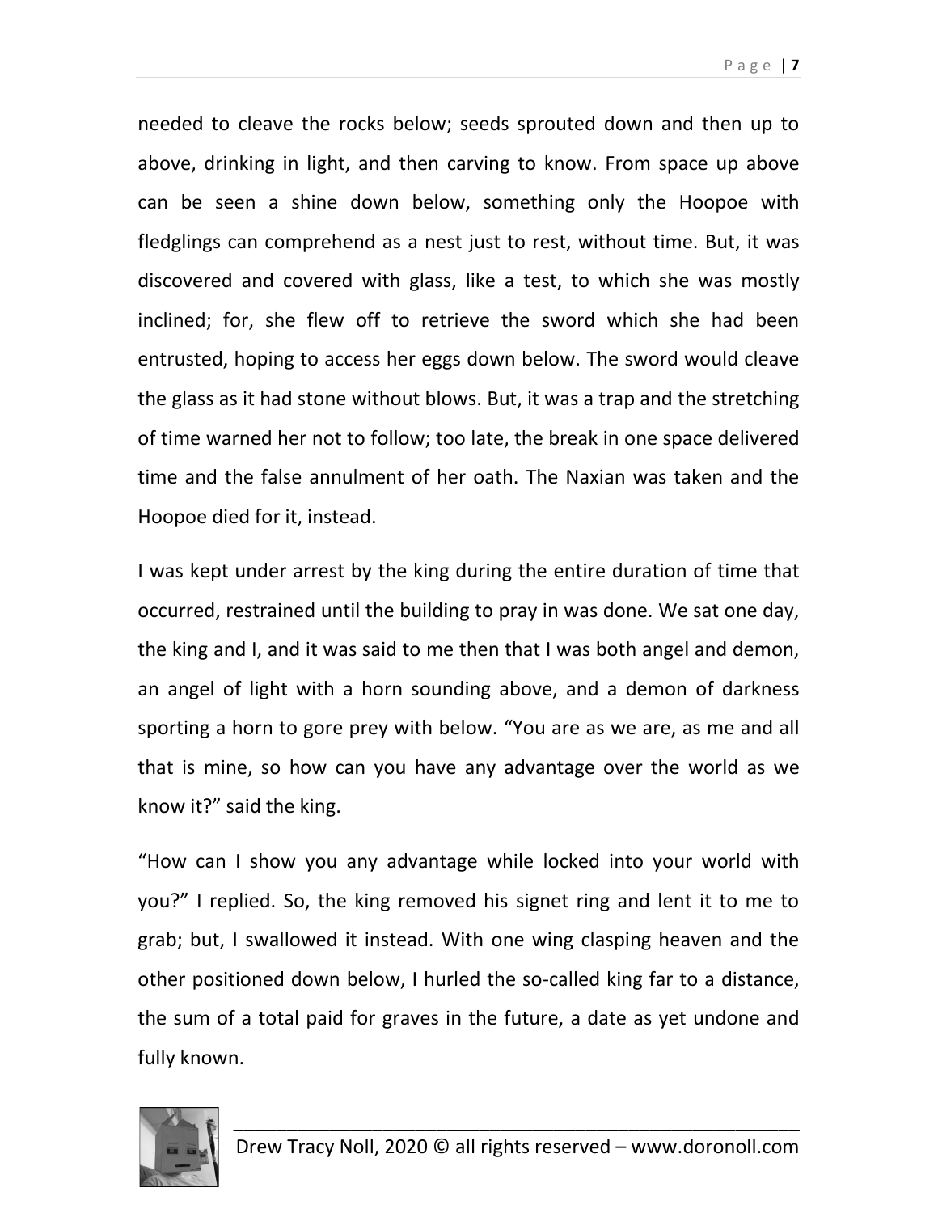needed to cleave the rocks below; seeds sprouted down and then up to above, drinking in light, and then carving to know. From space up above can be seen a shine down below, something only the Hoopoe with fledglings can comprehend as a nest just to rest, without time. But, it was discovered and covered with glass, like a test, to which she was mostly inclined; for, she flew off to retrieve the sword which she had been entrusted, hoping to access her eggs down below. The sword would cleave the glass as it had stone without blows. But, it was a trap and the stretching of time warned her not to follow; too late, the break in one space delivered time and the false annulment of her oath. The Naxian was taken and the Hoopoe died for it, instead.

I was kept under arrest by the king during the entire duration of time that occurred, restrained until the building to pray in was done. We sat one day, the king and I, and it was said to me then that I was both angel and demon, an angel of light with a horn sounding above, and a demon of darkness sporting a horn to gore prey with below. "You are as we are, as me and all that is mine, so how can you have any advantage over the world as we know it?" said the king.

"How can I show you any advantage while locked into your world with you?" I replied. So, the king removed his signet ring and lent it to me to grab; but, I swallowed it instead. With one wing clasping heaven and the other positioned down below, I hurled the so-called king far to a distance, the sum of a total paid for graves in the future, a date as yet undone and fully known.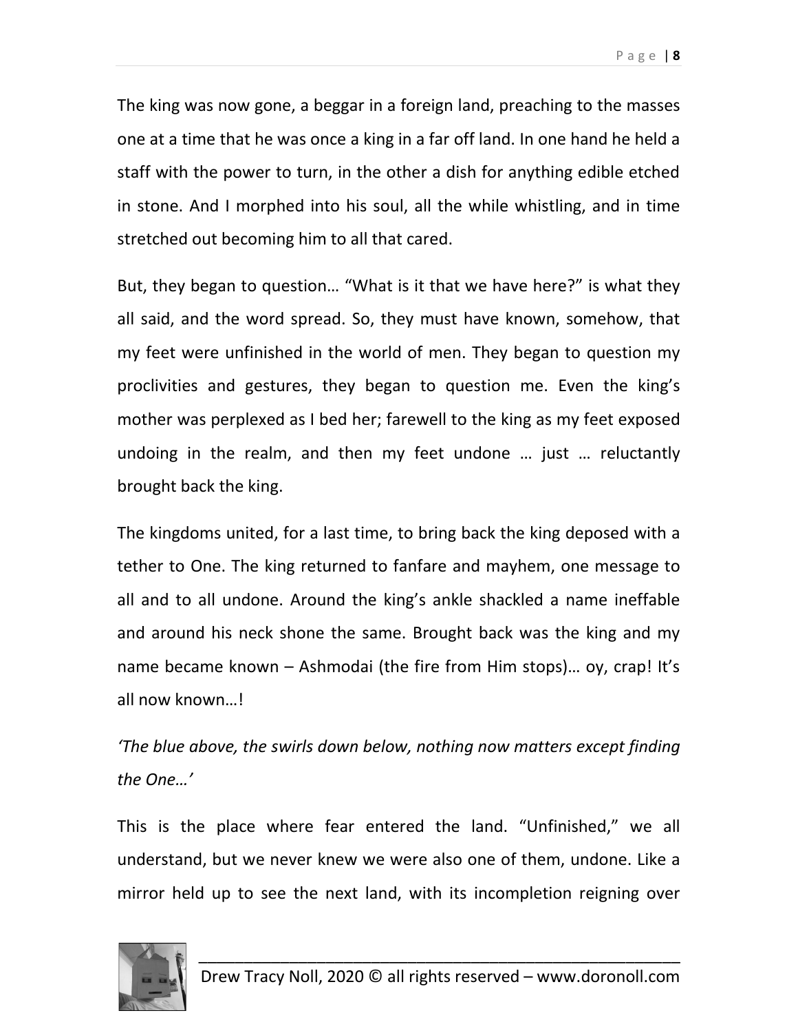The king was now gone, a beggar in a foreign land, preaching to the masses one at a time that he was once a king in a far off land. In one hand he held a staff with the power to turn, in the other a dish for anything edible etched in stone. And I morphed into his soul, all the while whistling, and in time stretched out becoming him to all that cared.

But, they began to question… "What is it that we have here?" is what they all said, and the word spread. So, they must have known, somehow, that my feet were unfinished in the world of men. They began to question my proclivities and gestures, they began to question me. Even the king's mother was perplexed as I bed her; farewell to the king as my feet exposed undoing in the realm, and then my feet undone … just … reluctantly brought back the king.

The kingdoms united, for a last time, to bring back the king deposed with a tether to One. The king returned to fanfare and mayhem, one message to all and to all undone. Around the king's ankle shackled a name ineffable and around his neck shone the same. Brought back was the king and my name became known – Ashmodai (the fire from Him stops)… oy, crap! It's all now known…!

*'The blue above, the swirls down below, nothing now matters except finding the One…'*

This is the place where fear entered the land. "Unfinished," we all understand, but we never knew we were also one of them, undone. Like a mirror held up to see the next land, with its incompletion reigning over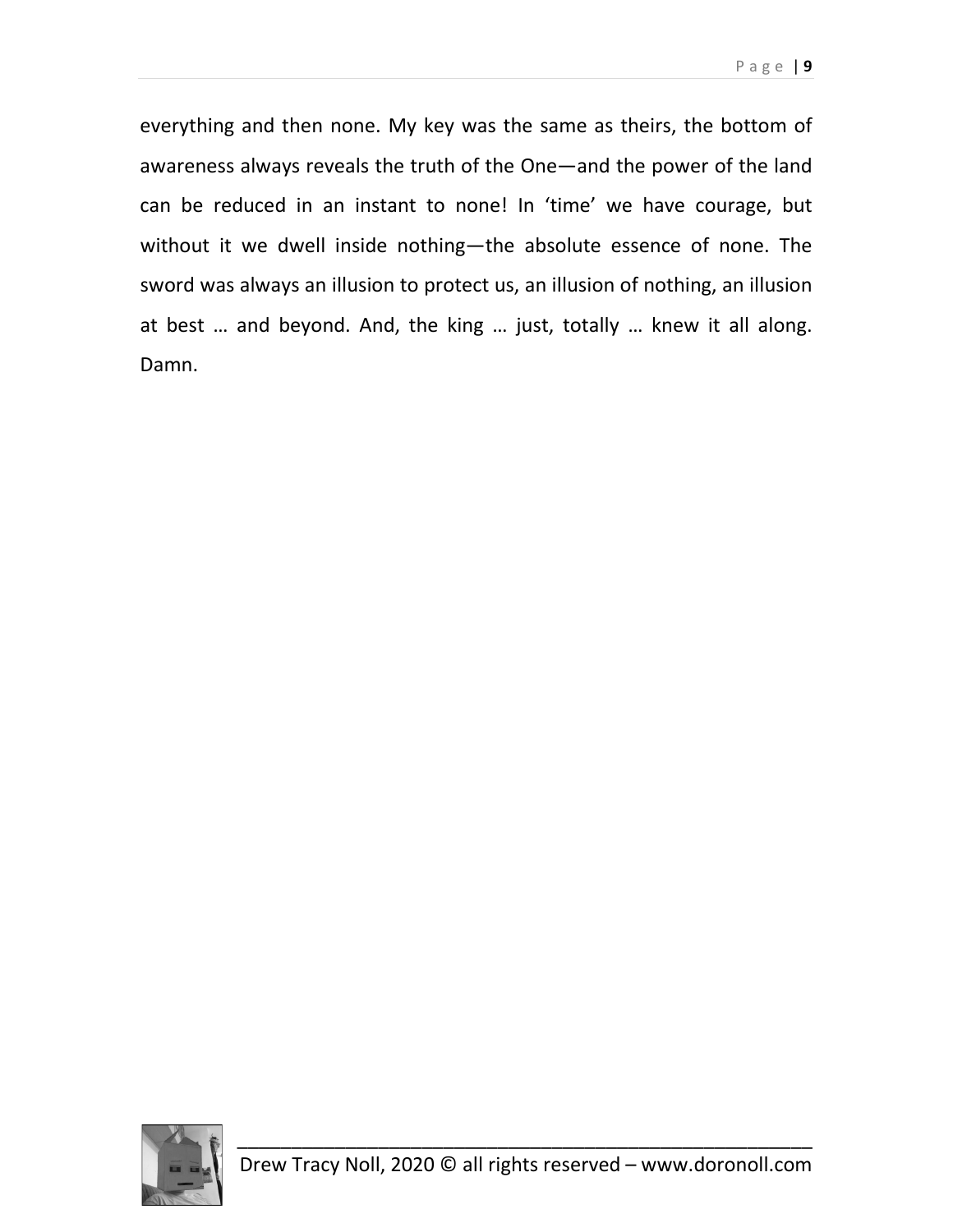everything and then none. My key was the same as theirs, the bottom of awareness always reveals the truth of the One—and the power of the land can be reduced in an instant to none! In 'time' we have courage, but without it we dwell inside nothing—the absolute essence of none. The sword was always an illusion to protect us, an illusion of nothing, an illusion at best … and beyond. And, the king … just, totally … knew it all along. Damn.